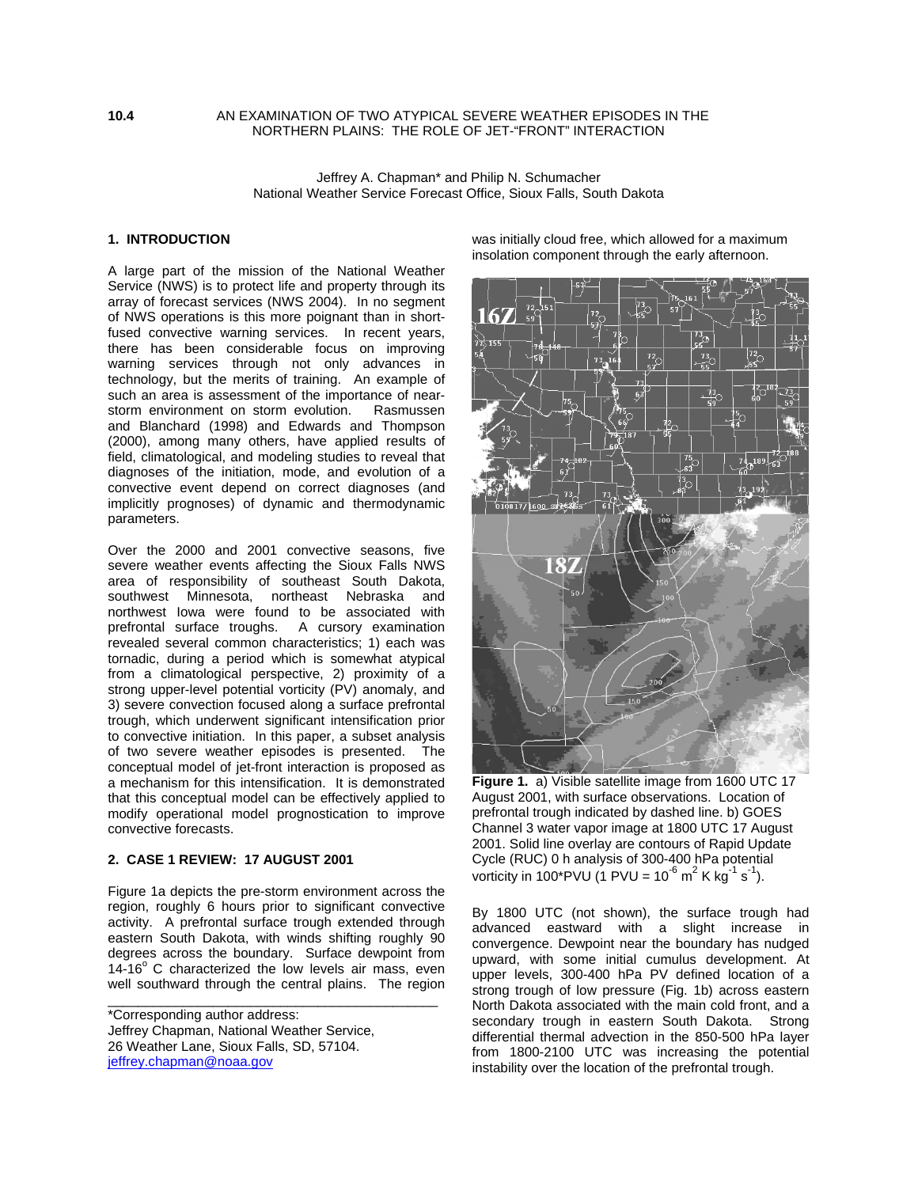**10.4 AN EXAMINATION OF TWO ATYPICAL SEVERE WEATHER EPISODES IN THE NORTHERN PLAINS: THE ROLE OF JET-"FRONT" INTERACTION**

Jeffrey A. Chapman* and Philip N. Schumacher
National Weather Service Forecast Office, Sioux Falls, South Dakota

## 1. INTRODUCTION

A large part of the mission of the National Weather Service (NWS) is to protect life and property through its array of forecast services (NWS 2004). In no segment of NWS operations is this more poignant than in short-fused convective warning services. In recent years, there has been considerable focus on improving warning services through not only advances in technology, but the merits of training. An example of such an area is assessment of the importance of near-storm environment on storm evolution. Rasmussen and Blanchard (1998) and Edwards and Thompson (2000), among many others, have applied results of field, climatological, and modeling studies to reveal that diagnoses of the initiation, mode, and evolution of a convective event depend on correct diagnoses (and implicitly prognoses) of dynamic and thermodynamic parameters.

Over the 2000 and 2001 convective seasons, five severe weather events affecting the Sioux Falls NWS area of responsibility of southeast South Dakota, southwest Minnesota, northeast Nebraska and northwest Iowa were found to be associated with prefrontal surface troughs. A cursory examination revealed several common characteristics; 1) each was tornadic, during a period which is somewhat atypical from a climatological perspective, 2) proximity of a strong upper-level potential vorticity (PV) anomaly, and 3) severe convection focused along a surface prefrontal trough, which underwent significant intensification prior to convective initiation. In this paper, a subset analysis of two severe weather episodes is presented. The conceptual model of jet-front interaction is proposed as a mechanism for this intensification. It is demonstrated that this conceptual model can be effectively applied to modify operational model prognostication to improve convective forecasts.

## 2. CASE 1 REVIEW: 17 AUGUST 2001

Figure 1a depicts the pre-storm environment across the region, roughly 6 hours prior to significant convective activity. A prefrontal surface trough extended through eastern South Dakota, with winds shifting roughly 90 degrees across the boundary. Surface dewpoint from 14-16$^{o}$ C characterized the low levels air mass, even well southward through the central plains. The region was initially cloud free, which allowed for a maximum insolation component through the early afternoon.

**Figure 1.** a) Visible satellite image from 1600 UTC 17 August 2001, with surface observations. Location of prefrontal trough indicated by dashed line. b) GOES Channel 3 water vapor image at 1800 UTC 17 August 2001. Solid line overlay are contours of Rapid Update Cycle (RUC) 0 h analysis of 300-400 hPa potential vorticity in 100*PVU (1 PVU = $10^{-6}$ m$^{2}$ K kg$^{-1}$ s$^{-1}$).

By 1800 UTC (not shown), the surface trough had advanced eastward with a slight increase in convergence. Dewpoint near the boundary has nudged upward, with some initial cumulus development. At upper levels, 300-400 hPa PV defined location of a strong trough of low pressure (Fig. 1b) across eastern North Dakota associated with the main cold front, and a secondary trough in eastern South Dakota. Strong differential thermal advection in the 850-500 hPa layer from 1800-2100 UTC was increasing the potential instability over the location of the prefrontal trough.

---

*Corresponding author address:
Jeffrey Chapman, National Weather Service,
26 Weather Lane, Sioux Falls, SD, 57104.
jeffrey.chapman@noaa.gov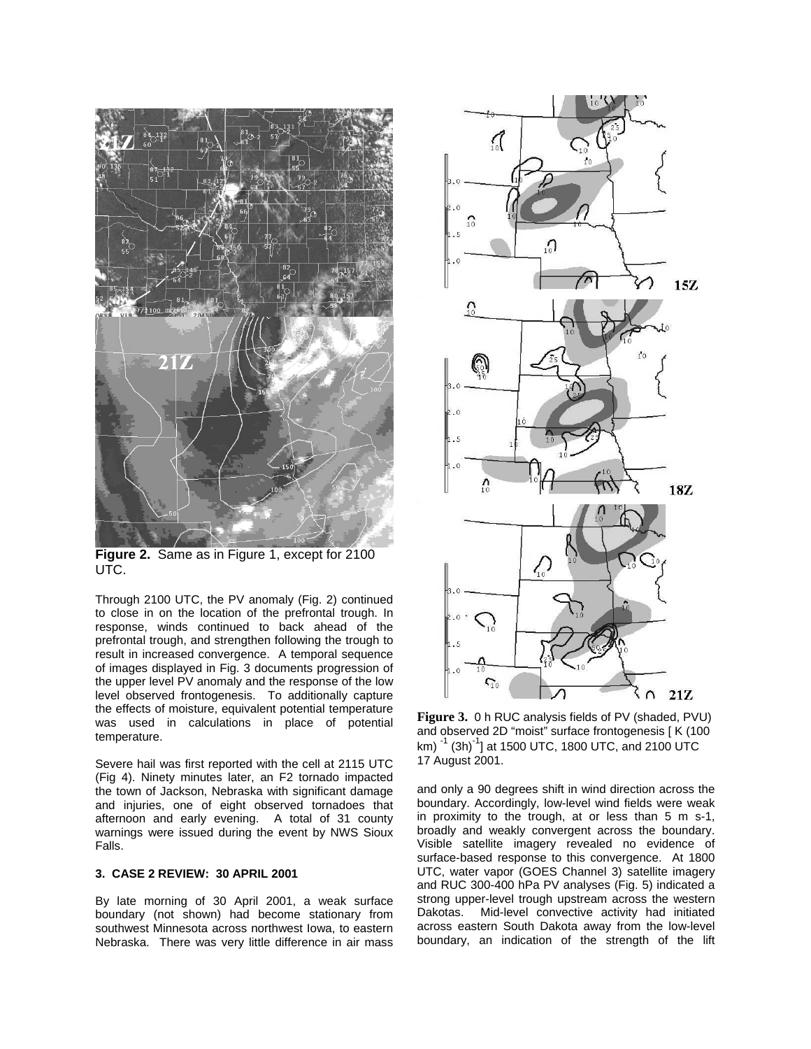**Figure 2.** Same as in Figure 1, except for 2100 UTC.

Through 2100 UTC, the PV anomaly (Fig. 2) continued to close in on the location of the prefrontal trough. In response, winds continued to back ahead of the prefrontal trough, and strengthen following the trough to result in increased convergence. A temporal sequence of images displayed in Fig. 3 documents progression of the upper level PV anomaly and the response of the low level observed frontogenesis. To additionally capture the effects of moisture, equivalent potential temperature was used in calculations in place of potential temperature.

Severe hail was first reported with the cell at 2115 UTC (Fig 4). Ninety minutes later, an F2 tornado impacted the town of Jackson, Nebraska with significant damage and injuries, one of eight observed tornadoes that afternoon and early evening. A total of 31 county warnings were issued during the event by NWS Sioux Falls.

### 3. CASE 2 REVIEW: 30 APRIL 2001

By late morning of 30 April 2001, a weak surface boundary (not shown) had become stationary from southwest Minnesota across northwest Iowa, to eastern Nebraska. There was very little difference in air mass and only a 90 degrees shift in wind direction across the boundary. Accordingly, low-level wind fields were weak in proximity to the trough, at or less than 5 m s-1, broadly and weakly convergent across the boundary. Visible satellite imagery revealed no evidence of surface-based response to this convergence. At 1800 UTC, water vapor (GOES Channel 3) satellite imagery and RUC 300-400 hPa PV analyses (Fig. 5) indicated a strong upper-level trough upstream across the western Dakotas. Mid-level convective activity had initiated across eastern South Dakota away from the low-level boundary, an indication of the strength of the lift

**Figure 3.** 0 h RUC analysis fields of PV (shaded, PVU) and observed 2D "moist" surface frontogenesis [ K (100 km) $^{-1}$ (3h)$^{-1}$] at 1500 UTC, 1800 UTC, and 2100 UTC 17 August 2001.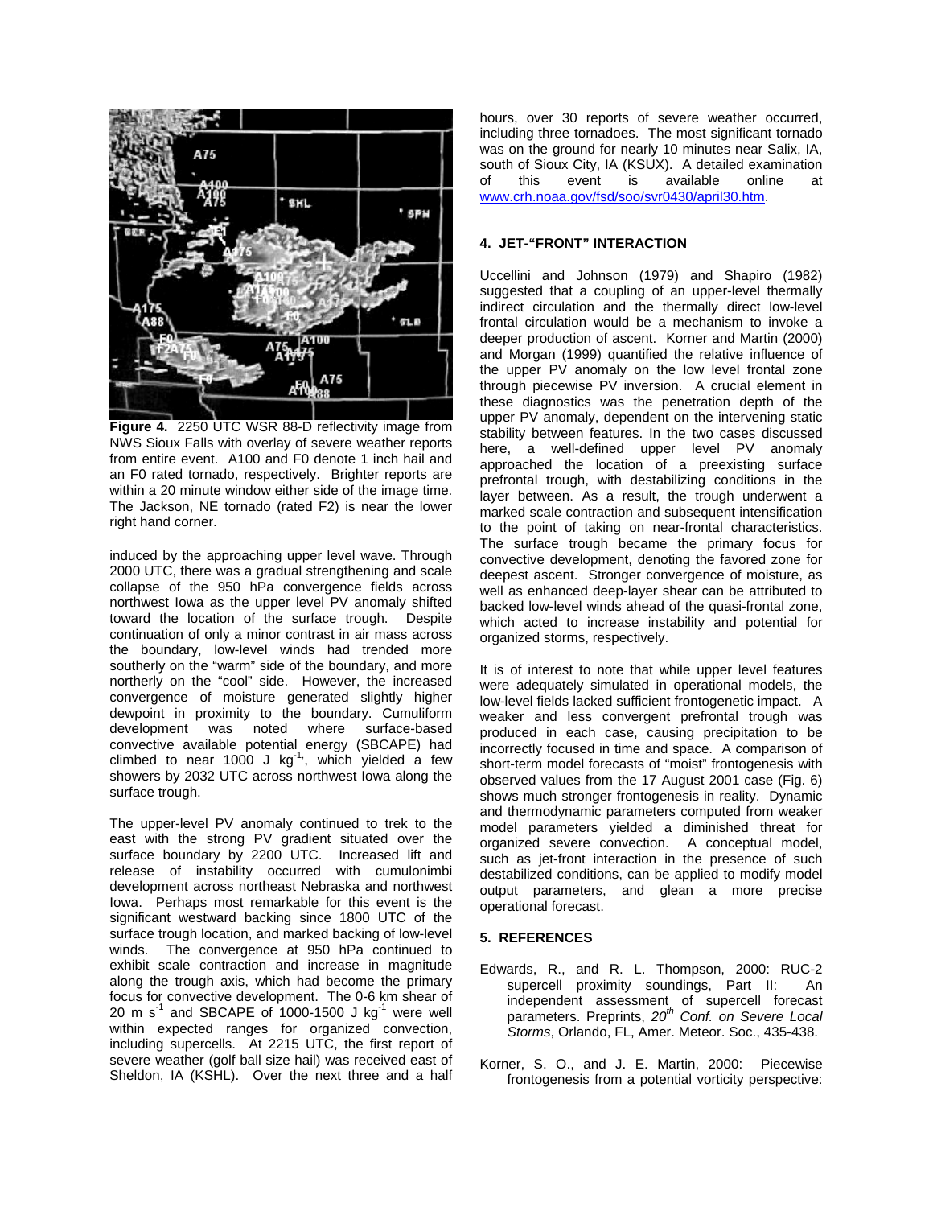**Figure 4.** 2250 UTC WSR 88-D reflectivity image from NWS Sioux Falls with overlay of severe weather reports from entire event. A100 and F0 denote 1 inch hail and an F0 rated tornado, respectively. Brighter reports are within a 20 minute window either side of the image time. The Jackson, NE tornado (rated F2) is near the lower right hand corner.

induced by the approaching upper level wave. Through 2000 UTC, there was a gradual strengthening and scale collapse of the 950 hPa convergence fields across northwest Iowa as the upper level PV anomaly shifted toward the location of the surface trough. Despite continuation of only a minor contrast in air mass across the boundary, low-level winds had trended more southerly on the "warm" side of the boundary, and more northerly on the "cool" side. However, the increased convergence of moisture generated slightly higher dewpoint in proximity to the boundary. Cumuliform development was noted where surface-based convective available potential energy (SBCAPE) had climbed to near 1000 J kg$^{-1}$, which yielded a few showers by 2032 UTC across northwest Iowa along the surface trough.

The upper-level PV anomaly continued to trek to the east with the strong PV gradient situated over the surface boundary by 2200 UTC. Increased lift and release of instability occurred with cumulonimbi development across northeast Nebraska and northwest Iowa. Perhaps most remarkable for this event is the significant westward backing since 1800 UTC of the surface trough location, and marked backing of low-level winds. The convergence at 950 hPa continued to exhibit scale contraction and increase in magnitude along the trough axis, which had become the primary focus for convective development. The 0-6 km shear of 20 m s$^{-1}$ and SBCAPE of 1000-1500 J kg$^{-1}$ were well within expected ranges for organized convection, including supercells. At 2215 UTC, the first report of severe weather (golf ball size hail) was received east of Sheldon, IA (KSHL). Over the next three and a half hours, over 30 reports of severe weather occurred, including three tornadoes. The most significant tornado was on the ground for nearly 10 minutes near Salix, IA, south of Sioux City, IA (KSUX). A detailed examination of this event is available online at www.crh.noaa.gov/fsd/soo/svr0430/april30.htm.

## 4. JET-"FRONT" INTERACTION

Uccellini and Johnson (1979) and Shapiro (1982) suggested that a coupling of an upper-level thermally indirect circulation and the thermally direct low-level frontal circulation would be a mechanism to invoke a deeper production of ascent. Korner and Martin (2000) and Morgan (1999) quantified the relative influence of the upper PV anomaly on the low level frontal zone through piecewise PV inversion. A crucial element in these diagnostics was the penetration depth of the upper PV anomaly, dependent on the intervening static stability between features. In the two cases discussed here, a well-defined upper level PV anomaly approached the location of a preexisting surface prefrontal trough, with destabilizing conditions in the layer between. As a result, the trough underwent a marked scale contraction and subsequent intensification to the point of taking on near-frontal characteristics. The surface trough became the primary focus for convective development, denoting the favored zone for deepest ascent. Stronger convergence of moisture, as well as enhanced deep-layer shear can be attributed to backed low-level winds ahead of the quasi-frontal zone, which acted to increase instability and potential for organized storms, respectively.

It is of interest to note that while upper level features were adequately simulated in operational models, the low-level fields lacked sufficient frontogenetic impact. A weaker and less convergent prefrontal trough was produced in each case, causing precipitation to be incorrectly focused in time and space. A comparison of short-term model forecasts of "moist" frontogenesis with observed values from the 17 August 2001 case (Fig. 6) shows much stronger frontogenesis in reality. Dynamic and thermodynamic parameters computed from weaker model parameters yielded a diminished threat for organized severe convection. A conceptual model, such as jet-front interaction in the presence of such destabilized conditions, can be applied to modify model output parameters, and glean a more precise operational forecast.

## 5. REFERENCES

Edwards, R., and R. L. Thompson, 2000: RUC-2 supercell proximity soundings, Part II: An independent assessment of supercell forecast parameters. Preprints, *20th Conf. on Severe Local Storms*, Orlando, FL, Amer. Meteor. Soc., 435-438.

Korner, S. O., and J. E. Martin, 2000: Piecewise frontogenesis from a potential vorticity perspective: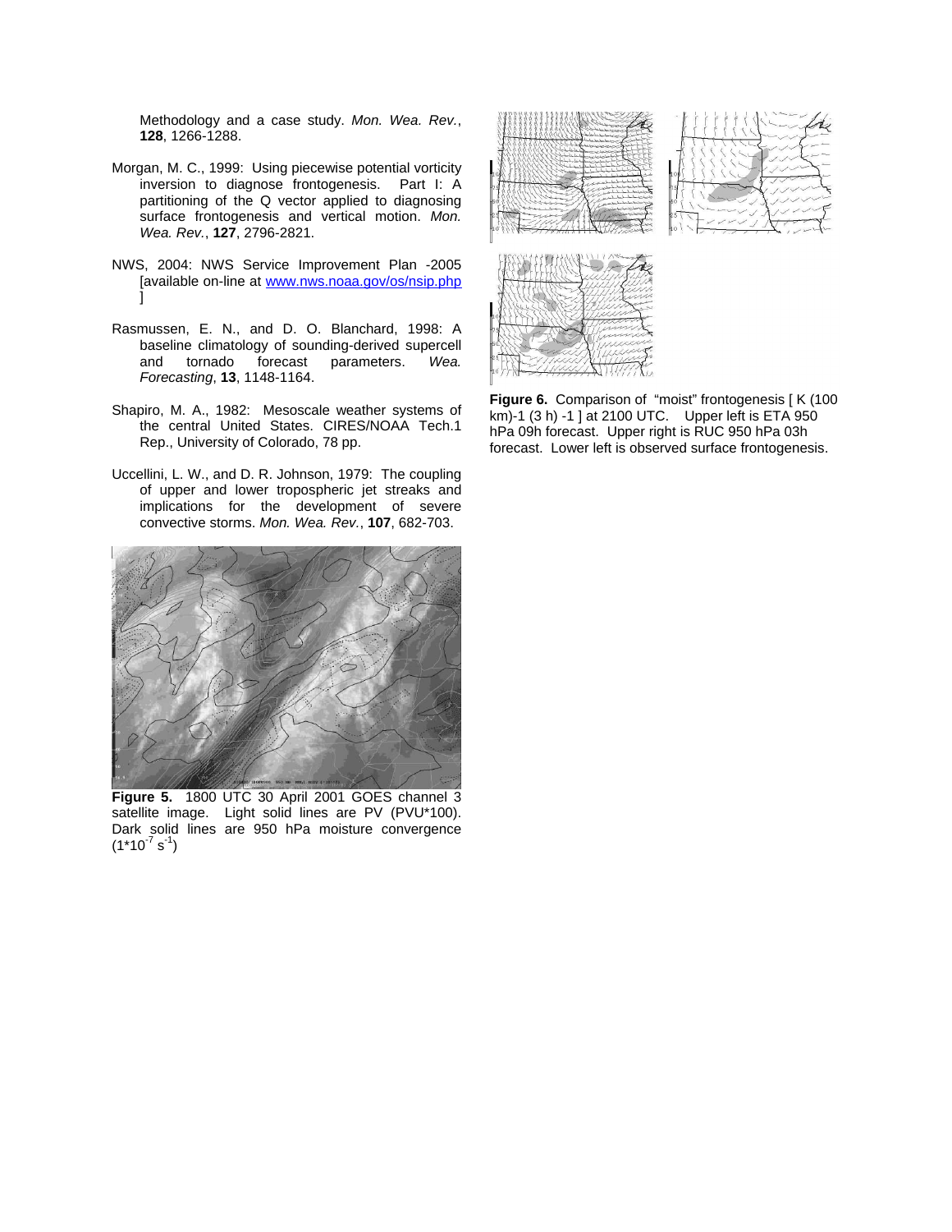Methodology and a case study. *Mon. Wea. Rev.*, **128**, 1266-1288.

Morgan, M. C., 1999: Using piecewise potential vorticity inversion to diagnose frontogenesis. Part I: A partitioning of the Q vector applied to diagnosing surface frontogenesis and vertical motion. *Mon. Wea. Rev.*, **127**, 2796-2821.

NWS, 2004: NWS Service Improvement Plan -2005 [available on-line at www.nws.noaa.gov/os/nsip.php ]

Rasmussen, E. N., and D. O. Blanchard, 1998: A baseline climatology of sounding-derived supercell and tornado forecast parameters. *Wea. Forecasting*, **13**, 1148-1164.

Shapiro, M. A., 1982: Mesoscale weather systems of the central United States. CIRES/NOAA Tech.1 Rep., University of Colorado, 78 pp.

Uccellini, L. W., and D. R. Johnson, 1979: The coupling of upper and lower tropospheric jet streaks and implications for the development of severe convective storms. *Mon. Wea. Rev.*, **107**, 682-703.

**Figure 5.** 1800 UTC 30 April 2001 GOES channel 3 satellite image. Light solid lines are PV (PVU*100). Dark solid lines are 950 hPa moisture convergence ($1*10^{-7}$ $s^{-1}$)

**Figure 6.** Comparison of "moist" frontogenesis [ K (100 km)-1 (3 h) -1 ] at 2100 UTC. Upper left is ETA 950 hPa 09h forecast. Upper right is RUC 950 hPa 03h forecast. Lower left is observed surface frontogenesis.